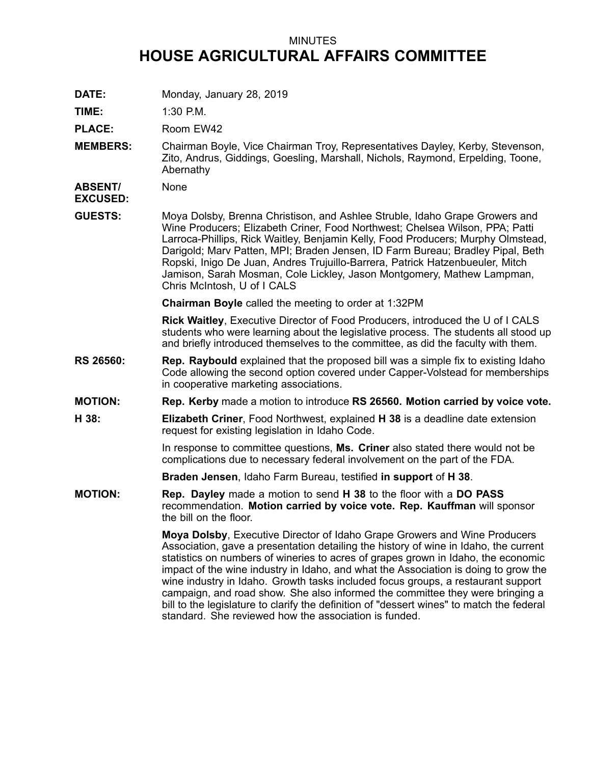MINUTES

# HOUSE AGRICULTURAL AFFAIRS COMMITTEE

**DATE:** Monday, January 28, 2019

**TIME:** 1:30 P.M.

**PLACE:** Room EW42

**MEMBERS:** Chairman Boyle, Vice Chairman Troy, Representatives Dayley, Kerby, Stevenson, Zito, Andrus, Giddings, Goesling, Marshall, Nichols, Raymond, Erpelding, Toone, Abernathy

**ABSENT/ EXCUSED:** None

**GUESTS:** Moya Dolsby, Brenna Christison, and Ashlee Struble, Idaho Grape Growers and Wine Producers; Elizabeth Criner, Food Northwest; Chelsea Wilson, PPA; Patti Larroca-Phillips, Rick Waitley, Benjamin Kelly, Food Producers; Murphy Olmstead, Darigold; Marv Patten, MPI; Braden Jensen, ID Farm Bureau; Bradley Pipal, Beth Ropski, Inigo De Juan, Andres Trujuillo-Barrera, Patrick Hatzenbueuler, Mitch Jamison, Sarah Mosman, Cole Lickley, Jason Montgomery, Mathew Lampman, Chris McIntosh, U of I CALS

**Chairman Boyle** called the meeting to order at 1:32PM

**Rick Waitley**, Executive Director of Food Producers, introduced the U of I CALS students who were learning about the legislative process. The students all stood up and briefly introduced themselves to the committee, as did the faculty with them.

**RS 26560:** **Rep. Raybould** explained that the proposed bill was a simple fix to existing Idaho Code allowing the second option covered under Capper-Volstead for memberships in cooperative marketing associations.

**MOTION:** **Rep. Kerby** made a motion to introduce **RS 26560. Motion carried by voice vote.**

**H 38:** **Elizabeth Criner**, Food Northwest, explained **H 38** is a deadline date extension request for existing legislation in Idaho Code.

In response to committee questions, **Ms. Criner** also stated there would not be complications due to necessary federal involvement on the part of the FDA.

**Braden Jensen**, Idaho Farm Bureau, testified **in support** of **H 38**.

**MOTION:** **Rep. Dayley** made a motion to send **H 38** to the floor with a **DO PASS** recommendation. **Motion carried by voice vote. Rep. Kauffman** will sponsor the bill on the floor.

**Moya Dolsby**, Executive Director of Idaho Grape Growers and Wine Producers Association, gave a presentation detailing the history of wine in Idaho, the current statistics on numbers of wineries to acres of grapes grown in Idaho, the economic impact of the wine industry in Idaho, and what the Association is doing to grow the wine industry in Idaho. Growth tasks included focus groups, a restaurant support campaign, and road show. She also informed the committee they were bringing a bill to the legislature to clarify the definition of "dessert wines" to match the federal standard. She reviewed how the association is funded.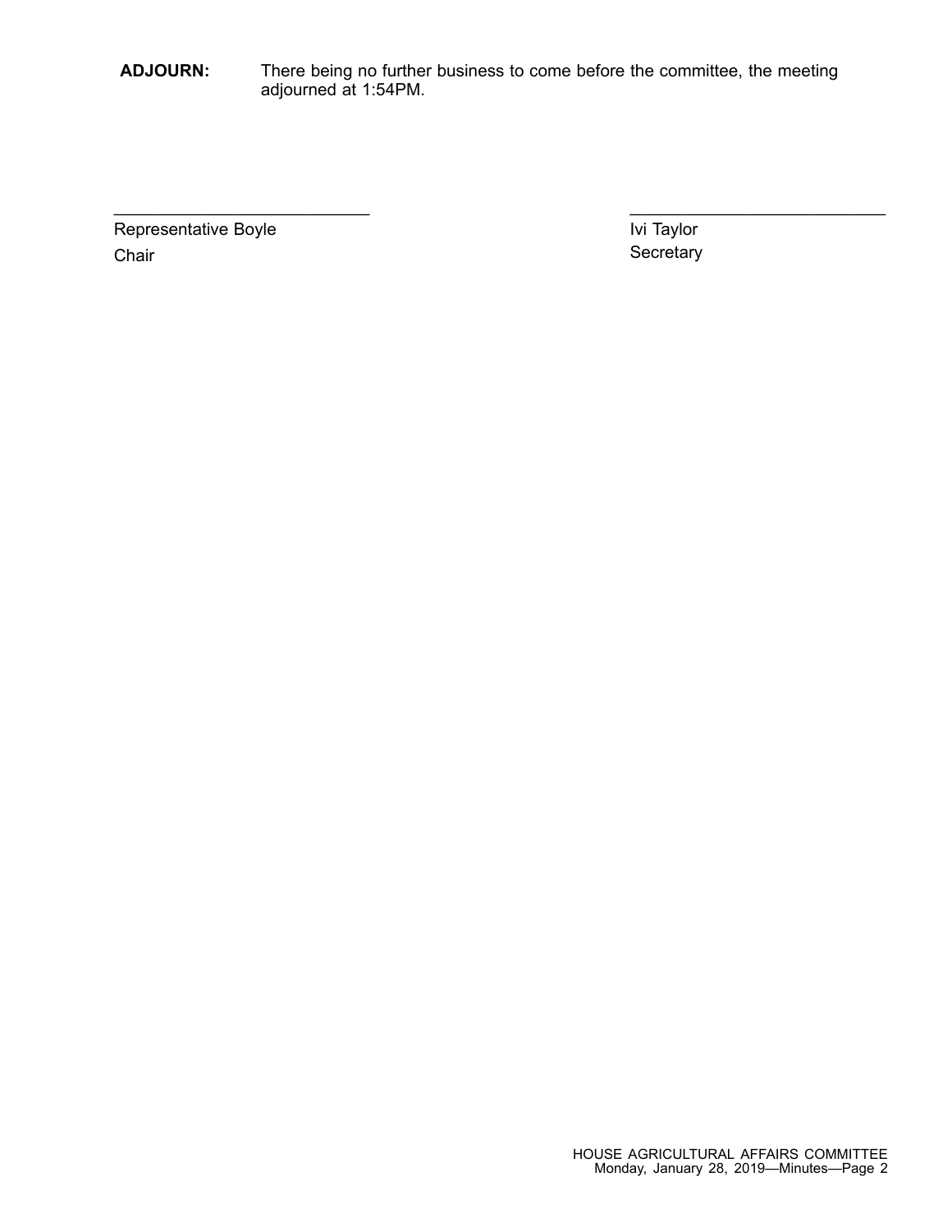**ADJOURN:** There being no further business to come before the committee, the meeting adjourned at 1:54PM.

| | |
|---|---|
| ___________________________ | ___________________________ |
| Representative Boyle | Ivi Taylor |
| Chair | Secretary |